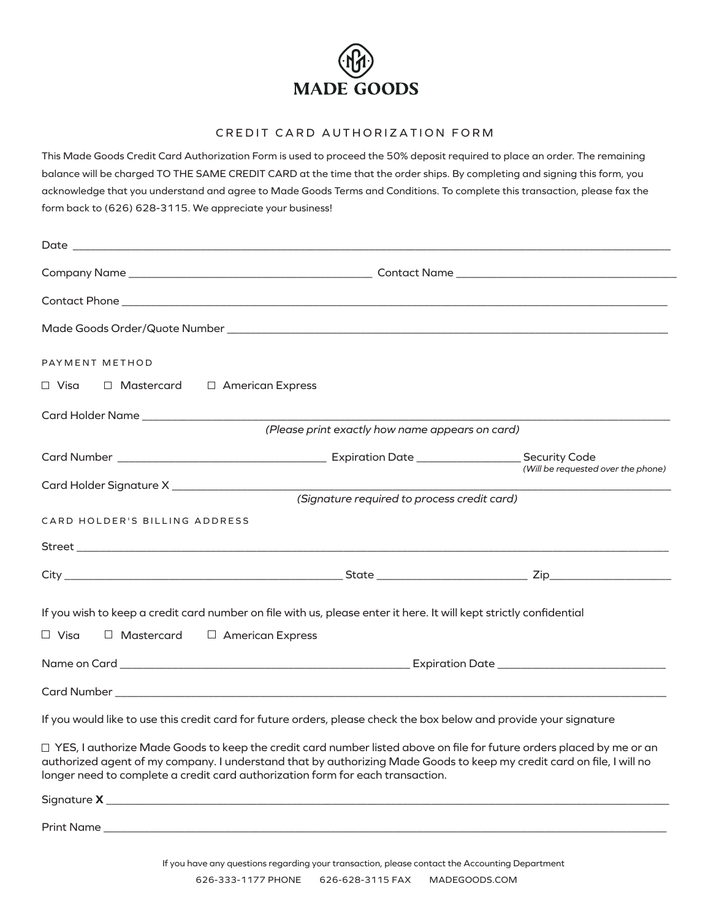# MADE GOODS

## CREDIT CARD AUTHORIZATION FORM

This Made Goods Credit Card Authorization Form is used to proceed the 50% deposit required to place an order. The remaining balance will be charged TO THE SAME CREDIT CARD at the time that the order ships. By completing and signing this form, you acknowledge that you understand and agree to Made Goods Terms and Conditions. To complete this transaction, please fax the form back to (626) 628-3115. We appreciate your business!

Date ______________________________________________________________________________

Company Name ________________________________ Contact Name ______________________________

Contact Phone _______________________________________________________________________

Made Goods Order/Quote Number _______________________________________________________

PAYMENT METHOD

☐ Visa ☐ Mastercard ☐ American Express

Card Holder Name ____________________________________________________________________

*(Please print exactly how name appears on card)*

Card Number ____________________________ Expiration Date ______________ Security Code *(Will be requested over the phone)*

Card Holder Signature X ______________________________________________________________

*(Signature required to process credit card)*

CARD HOLDER'S BILLING ADDRESS

Street _______________________________________________________________________________

City ______________________________________ State _____________________ Zip________________

If you wish to keep a credit card number on file with us, please enter it here. It will kept strictly confidential

☐ Visa ☐ Mastercard ☐ American Express

Name on Card __________________________________________ Expiration Date _________________________

Card Number _________________________________________________________________________

If you would like to use this credit card for future orders, please check the box below and provide your signature

☐ YES, I authorize Made Goods to keep the credit card number listed above on file for future orders placed by me or an authorized agent of my company. I understand that by authorizing Made Goods to keep my credit card on file, I will no longer need to complete a credit card authorization form for each transaction.

Signature **X** ____________________________________________________________________________

Print Name _________________________________________________________________________

If you have any questions regarding your transaction, please contact the Accounting Department

626-333-1177 PHONE 626-628-3115 FAX MADEGOODS.COM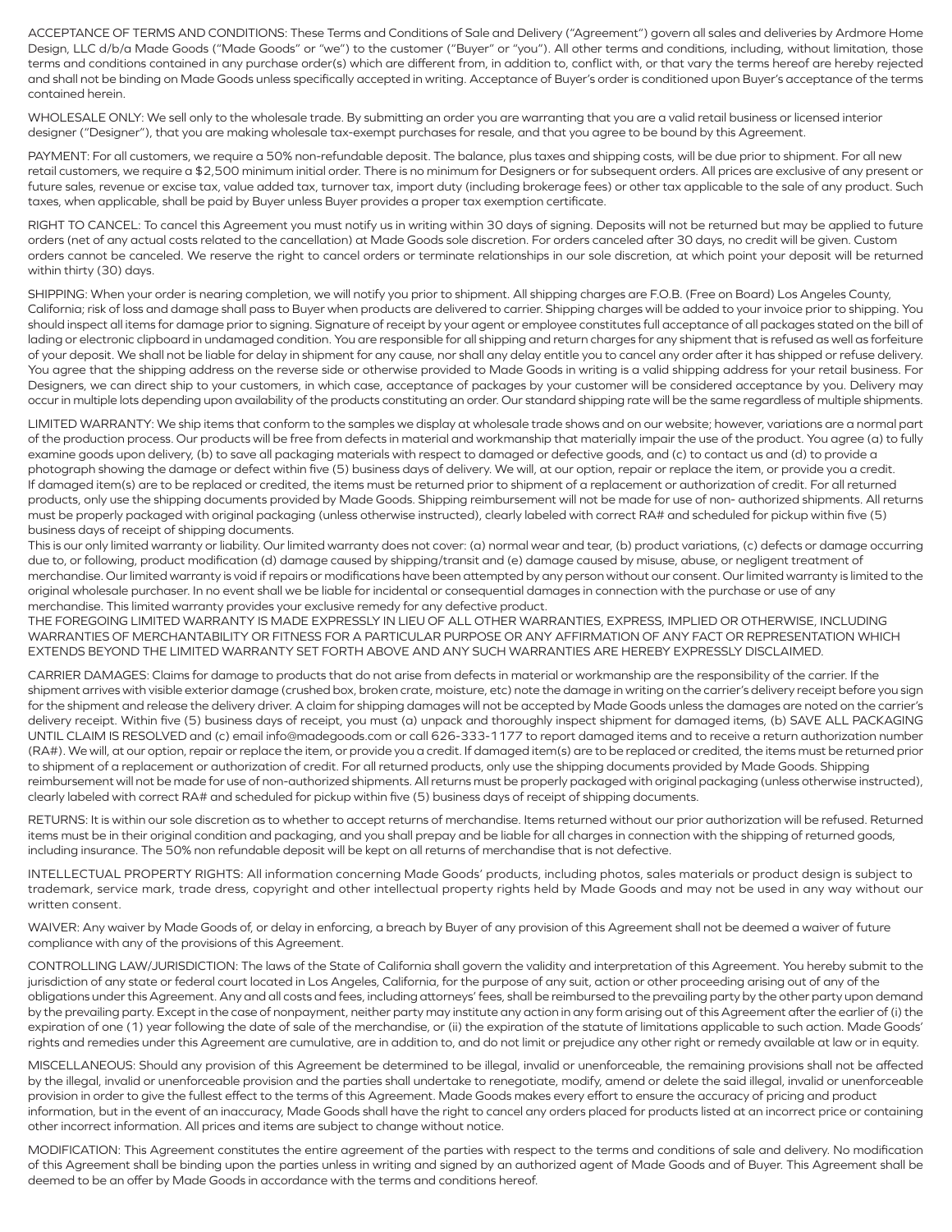ACCEPTANCE OF TERMS AND CONDITIONS: These Terms and Conditions of Sale and Delivery ("Agreement") govern all sales and deliveries by Ardmore Home Design, LLC d/b/a Made Goods ("Made Goods" or "we") to the customer ("Buyer" or "you"). All other terms and conditions, including, without limitation, those terms and conditions contained in any purchase order(s) which are different from, in addition to, conflict with, or that vary the terms hereof are hereby rejected and shall not be binding on Made Goods unless specifically accepted in writing. Acceptance of Buyer's order is conditioned upon Buyer's acceptance of the terms contained herein.

WHOLESALE ONLY: We sell only to the wholesale trade. By submitting an order you are warranting that you are a valid retail business or licensed interior designer ("Designer"), that you are making wholesale tax-exempt purchases for resale, and that you agree to be bound by this Agreement.

PAYMENT: For all customers, we require a 50% non-refundable deposit. The balance, plus taxes and shipping costs, will be due prior to shipment. For all new retail customers, we require a $2,500 minimum initial order. There is no minimum for Designers or for subsequent orders. All prices are exclusive of any present or future sales, revenue or excise tax, value added tax, turnover tax, import duty (including brokerage fees) or other tax applicable to the sale of any product. Such taxes, when applicable, shall be paid by Buyer unless Buyer provides a proper tax exemption certificate.

RIGHT TO CANCEL: To cancel this Agreement you must notify us in writing within 30 days of signing. Deposits will not be returned but may be applied to future orders (net of any actual costs related to the cancellation) at Made Goods sole discretion. For orders canceled after 30 days, no credit will be given. Custom orders cannot be canceled. We reserve the right to cancel orders or terminate relationships in our sole discretion, at which point your deposit will be returned within thirty (30) days.

SHIPPING: When your order is nearing completion, we will notify you prior to shipment. All shipping charges are F.O.B. (Free on Board) Los Angeles County, California; risk of loss and damage shall pass to Buyer when products are delivered to carrier. Shipping charges will be added to your invoice prior to shipping. You should inspect all items for damage prior to signing. Signature of receipt by your agent or employee constitutes full acceptance of all packages stated on the bill of lading or electronic clipboard in undamaged condition. You are responsible for all shipping and return charges for any shipment that is refused as well as forfeiture of your deposit. We shall not be liable for delay in shipment for any cause, nor shall any delay entitle you to cancel any order after it has shipped or refuse delivery. You agree that the shipping address on the reverse side or otherwise provided to Made Goods in writing is a valid shipping address for your retail business. For Designers, we can direct ship to your customers, in which case, acceptance of packages by your customer will be considered acceptance by you. Delivery may occur in multiple lots depending upon availability of the products constituting an order. Our standard shipping rate will be the same regardless of multiple shipments.

LIMITED WARRANTY: We ship items that conform to the samples we display at wholesale trade shows and on our website; however, variations are a normal part of the production process. Our products will be free from defects in material and workmanship that materially impair the use of the product. You agree (a) to fully examine goods upon delivery, (b) to save all packaging materials with respect to damaged or defective goods, and (c) to contact us and (d) to provide a photograph showing the damage or defect within five (5) business days of delivery. We will, at our option, repair or replace the item, or provide you a credit. If damaged item(s) are to be replaced or credited, the items must be returned prior to shipment of a replacement or authorization of credit. For all returned products, only use the shipping documents provided by Made Goods. Shipping reimbursement will not be made for use of non- authorized shipments. All returns must be properly packaged with original packaging (unless otherwise instructed), clearly labeled with correct RA# and scheduled for pickup within five (5) business days of receipt of shipping documents.

This is our only limited warranty or liability. Our limited warranty does not cover: (a) normal wear and tear, (b) product variations, (c) defects or damage occurring due to, or following, product modification (d) damage caused by shipping/transit and (e) damage caused by misuse, abuse, or negligent treatment of merchandise. Our limited warranty is void if repairs or modifications have been attempted by any person without our consent. Our limited warranty is limited to the original wholesale purchaser. In no event shall we be liable for incidental or consequential damages in connection with the purchase or use of any merchandise. This limited warranty provides your exclusive remedy for any defective product.

THE FOREGOING LIMITED WARRANTY IS MADE EXPRESSLY IN LIEU OF ALL OTHER WARRANTIES, EXPRESS, IMPLIED OR OTHERWISE, INCLUDING WARRANTIES OF MERCHANTABILITY OR FITNESS FOR A PARTICULAR PURPOSE OR ANY AFFIRMATION OF ANY FACT OR REPRESENTATION WHICH EXTENDS BEYOND THE LIMITED WARRANTY SET FORTH ABOVE AND ANY SUCH WARRANTIES ARE HEREBY EXPRESSLY DISCLAIMED.

CARRIER DAMAGES: Claims for damage to products that do not arise from defects in material or workmanship are the responsibility of the carrier. If the shipment arrives with visible exterior damage (crushed box, broken crate, moisture, etc) note the damage in writing on the carrier's delivery receipt before you sign for the shipment and release the delivery driver. A claim for shipping damages will not be accepted by Made Goods unless the damages are noted on the carrier's delivery receipt. Within five (5) business days of receipt, you must (a) unpack and thoroughly inspect shipment for damaged items, (b) SAVE ALL PACKAGING UNTIL CLAIM IS RESOLVED and (c) email info@madegoods.com or call 626-333-1177 to report damaged items and to receive a return authorization number (RA#). We will, at our option, repair or replace the item, or provide you a credit. If damaged item(s) are to be replaced or credited, the items must be returned prior to shipment of a replacement or authorization of credit. For all returned products, only use the shipping documents provided by Made Goods. Shipping reimbursement will not be made for use of non-authorized shipments. All returns must be properly packaged with original packaging (unless otherwise instructed), clearly labeled with correct RA# and scheduled for pickup within five (5) business days of receipt of shipping documents.

RETURNS: It is within our sole discretion as to whether to accept returns of merchandise. Items returned without our prior authorization will be refused. Returned items must be in their original condition and packaging, and you shall prepay and be liable for all charges in connection with the shipping of returned goods, including insurance. The 50% non refundable deposit will be kept on all returns of merchandise that is not defective.

INTELLECTUAL PROPERTY RIGHTS: All information concerning Made Goods' products, including photos, sales materials or product design is subject to trademark, service mark, trade dress, copyright and other intellectual property rights held by Made Goods and may not be used in any way without our written consent.

WAIVER: Any waiver by Made Goods of, or delay in enforcing, a breach by Buyer of any provision of this Agreement shall not be deemed a waiver of future compliance with any of the provisions of this Agreement.

CONTROLLING LAW/JURISDICTION: The laws of the State of California shall govern the validity and interpretation of this Agreement. You hereby submit to the jurisdiction of any state or federal court located in Los Angeles, California, for the purpose of any suit, action or other proceeding arising out of any of the obligations under this Agreement. Any and all costs and fees, including attorneys' fees, shall be reimbursed to the prevailing party by the other party upon demand by the prevailing party. Except in the case of nonpayment, neither party may institute any action in any form arising out of this Agreement after the earlier of (i) the expiration of one (1) year following the date of sale of the merchandise, or (ii) the expiration of the statute of limitations applicable to such action. Made Goods' rights and remedies under this Agreement are cumulative, are in addition to, and do not limit or prejudice any other right or remedy available at law or in equity.

MISCELLANEOUS: Should any provision of this Agreement be determined to be illegal, invalid or unenforceable, the remaining provisions shall not be affected by the illegal, invalid or unenforceable provision and the parties shall undertake to renegotiate, modify, amend or delete the said illegal, invalid or unenforceable provision in order to give the fullest effect to the terms of this Agreement. Made Goods makes every effort to ensure the accuracy of pricing and product information, but in the event of an inaccuracy, Made Goods shall have the right to cancel any orders placed for products listed at an incorrect price or containing other incorrect information. All prices and items are subject to change without notice.

MODIFICATION: This Agreement constitutes the entire agreement of the parties with respect to the terms and conditions of sale and delivery. No modification of this Agreement shall be binding upon the parties unless in writing and signed by an authorized agent of Made Goods and of Buyer. This Agreement shall be deemed to be an offer by Made Goods in accordance with the terms and conditions hereof.